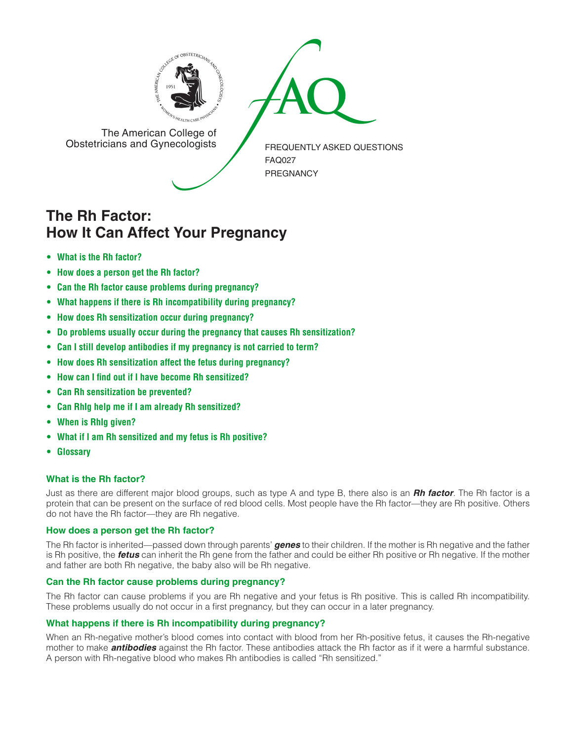The American College of Obstetricians and Gynecologists

FREQUENTLY ASKED QUESTIONS
FAQ027
PREGNANCY

# The Rh Factor: How It Can Affect Your Pregnancy

- **What is the Rh factor?**
- **How does a person get the Rh factor?**
- **Can the Rh factor cause problems during pregnancy?**
- **What happens if there is Rh incompatibility during pregnancy?**
- **How does Rh sensitization occur during pregnancy?**
- **Do problems usually occur during the pregnancy that causes Rh sensitization?**
- **Can I still develop antibodies if my pregnancy is not carried to term?**
- **How does Rh sensitization affect the fetus during pregnancy?**
- **How can I find out if I have become Rh sensitized?**
- **Can Rh sensitization be prevented?**
- **Can RhIg help me if I am already Rh sensitized?**
- **When is RhIg given?**
- **What if I am Rh sensitized and my fetus is Rh positive?**
- **Glossary**

### What is the Rh factor?

Just as there are different major blood groups, such as type A and type B, there also is an ***Rh factor***. The Rh factor is a protein that can be present on the surface of red blood cells. Most people have the Rh factor—they are Rh positive. Others do not have the Rh factor—they are Rh negative.

### How does a person get the Rh factor?

The Rh factor is inherited—passed down through parents' ***genes*** to their children. If the mother is Rh negative and the father is Rh positive, the ***fetus*** can inherit the Rh gene from the father and could be either Rh positive or Rh negative. If the mother and father are both Rh negative, the baby also will be Rh negative.

### Can the Rh factor cause problems during pregnancy?

The Rh factor can cause problems if you are Rh negative and your fetus is Rh positive. This is called Rh incompatibility. These problems usually do not occur in a first pregnancy, but they can occur in a later pregnancy.

### What happens if there is Rh incompatibility during pregnancy?

When an Rh-negative mother's blood comes into contact with blood from her Rh-positive fetus, it causes the Rh-negative mother to make ***antibodies*** against the Rh factor. These antibodies attack the Rh factor as if it were a harmful substance. A person with Rh-negative blood who makes Rh antibodies is called "Rh sensitized."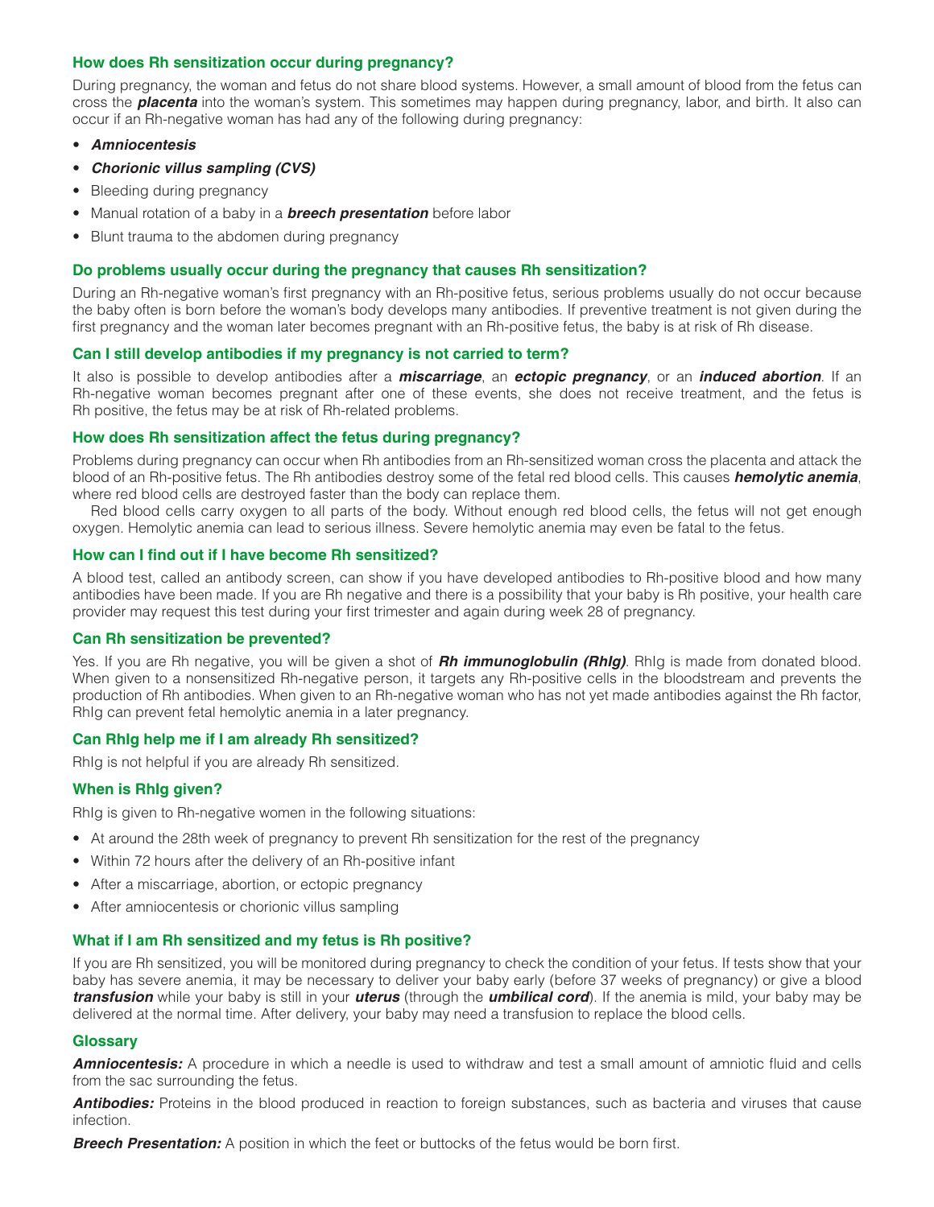### How does Rh sensitization occur during pregnancy?

During pregnancy, the woman and fetus do not share blood systems. However, a small amount of blood from the fetus can cross the ***placenta*** into the woman's system. This sometimes may happen during pregnancy, labor, and birth. It also can occur if an Rh-negative woman has had any of the following during pregnancy:

- ***Amniocentesis***
- ***Chorionic villus sampling (CVS)***
- Bleeding during pregnancy
- Manual rotation of a baby in a ***breech presentation*** before labor
- Blunt trauma to the abdomen during pregnancy

### Do problems usually occur during the pregnancy that causes Rh sensitization?

During an Rh-negative woman's first pregnancy with an Rh-positive fetus, serious problems usually do not occur because the baby often is born before the woman's body develops many antibodies. If preventive treatment is not given during the first pregnancy and the woman later becomes pregnant with an Rh-positive fetus, the baby is at risk of Rh disease.

### Can I still develop antibodies if my pregnancy is not carried to term?

It also is possible to develop antibodies after a ***miscarriage***, an ***ectopic pregnancy***, or an ***induced abortion***. If an Rh-negative woman becomes pregnant after one of these events, she does not receive treatment, and the fetus is Rh positive, the fetus may be at risk of Rh-related problems.

### How does Rh sensitization affect the fetus during pregnancy?

Problems during pregnancy can occur when Rh antibodies from an Rh-sensitized woman cross the placenta and attack the blood of an Rh-positive fetus. The Rh antibodies destroy some of the fetal red blood cells. This causes ***hemolytic anemia***, where red blood cells are destroyed faster than the body can replace them.

Red blood cells carry oxygen to all parts of the body. Without enough red blood cells, the fetus will not get enough oxygen. Hemolytic anemia can lead to serious illness. Severe hemolytic anemia may even be fatal to the fetus.

### How can I find out if I have become Rh sensitized?

A blood test, called an antibody screen, can show if you have developed antibodies to Rh-positive blood and how many antibodies have been made. If you are Rh negative and there is a possibility that your baby is Rh positive, your health care provider may request this test during your first trimester and again during week 28 of pregnancy.

### Can Rh sensitization be prevented?

Yes. If you are Rh negative, you will be given a shot of ***Rh immunoglobulin (RhIg)***. RhIg is made from donated blood. When given to a nonsensitized Rh-negative person, it targets any Rh-positive cells in the bloodstream and prevents the production of Rh antibodies. When given to an Rh-negative woman who has not yet made antibodies against the Rh factor, RhIg can prevent fetal hemolytic anemia in a later pregnancy.

### Can RhIg help me if I am already Rh sensitized?

RhIg is not helpful if you are already Rh sensitized.

### When is RhIg given?

RhIg is given to Rh-negative women in the following situations:

- At around the 28th week of pregnancy to prevent Rh sensitization for the rest of the pregnancy
- Within 72 hours after the delivery of an Rh-positive infant
- After a miscarriage, abortion, or ectopic pregnancy
- After amniocentesis or chorionic villus sampling

### What if I am Rh sensitized and my fetus is Rh positive?

If you are Rh sensitized, you will be monitored during pregnancy to check the condition of your fetus. If tests show that your baby has severe anemia, it may be necessary to deliver your baby early (before 37 weeks of pregnancy) or give a blood ***transfusion*** while your baby is still in your ***uterus*** (through the ***umbilical cord***). If the anemia is mild, your baby may be delivered at the normal time. After delivery, your baby may need a transfusion to replace the blood cells.

### Glossary

***Amniocentesis:*** A procedure in which a needle is used to withdraw and test a small amount of amniotic fluid and cells from the sac surrounding the fetus.

***Antibodies:*** Proteins in the blood produced in reaction to foreign substances, such as bacteria and viruses that cause infection.

***Breech Presentation:*** A position in which the feet or buttocks of the fetus would be born first.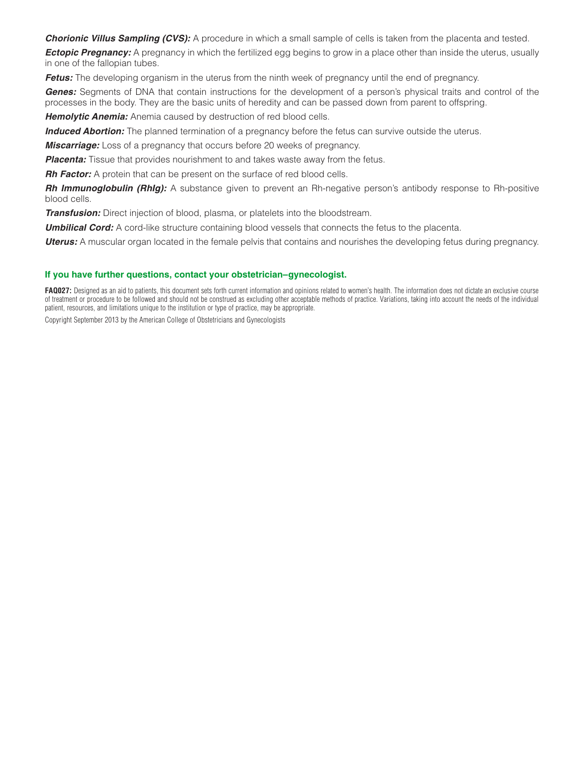***Chorionic Villus Sampling (CVS):*** A procedure in which a small sample of cells is taken from the placenta and tested.

***Ectopic Pregnancy:*** A pregnancy in which the fertilized egg begins to grow in a place other than inside the uterus, usually in one of the fallopian tubes.

***Fetus:*** The developing organism in the uterus from the ninth week of pregnancy until the end of pregnancy.

***Genes:*** Segments of DNA that contain instructions for the development of a person's physical traits and control of the processes in the body. They are the basic units of heredity and can be passed down from parent to offspring.

***Hemolytic Anemia:*** Anemia caused by destruction of red blood cells.

***Induced Abortion:*** The planned termination of a pregnancy before the fetus can survive outside the uterus.

***Miscarriage:*** Loss of a pregnancy that occurs before 20 weeks of pregnancy.

***Placenta:*** Tissue that provides nourishment to and takes waste away from the fetus.

***Rh Factor:*** A protein that can be present on the surface of red blood cells.

***Rh Immunoglobulin (RhIg):*** A substance given to prevent an Rh-negative person's antibody response to Rh-positive blood cells.

***Transfusion:*** Direct injection of blood, plasma, or platelets into the bloodstream.

***Umbilical Cord:*** A cord-like structure containing blood vessels that connects the fetus to the placenta.

***Uterus:*** A muscular organ located in the female pelvis that contains and nourishes the developing fetus during pregnancy.

**If you have further questions, contact your obstetrician–gynecologist.**

**FAQ027:** Designed as an aid to patients, this document sets forth current information and opinions related to women's health. The information does not dictate an exclusive course of treatment or procedure to be followed and should not be construed as excluding other acceptable methods of practice. Variations, taking into account the needs of the individual patient, resources, and limitations unique to the institution or type of practice, may be appropriate.

Copyright September 2013 by the American College of Obstetricians and Gynecologists